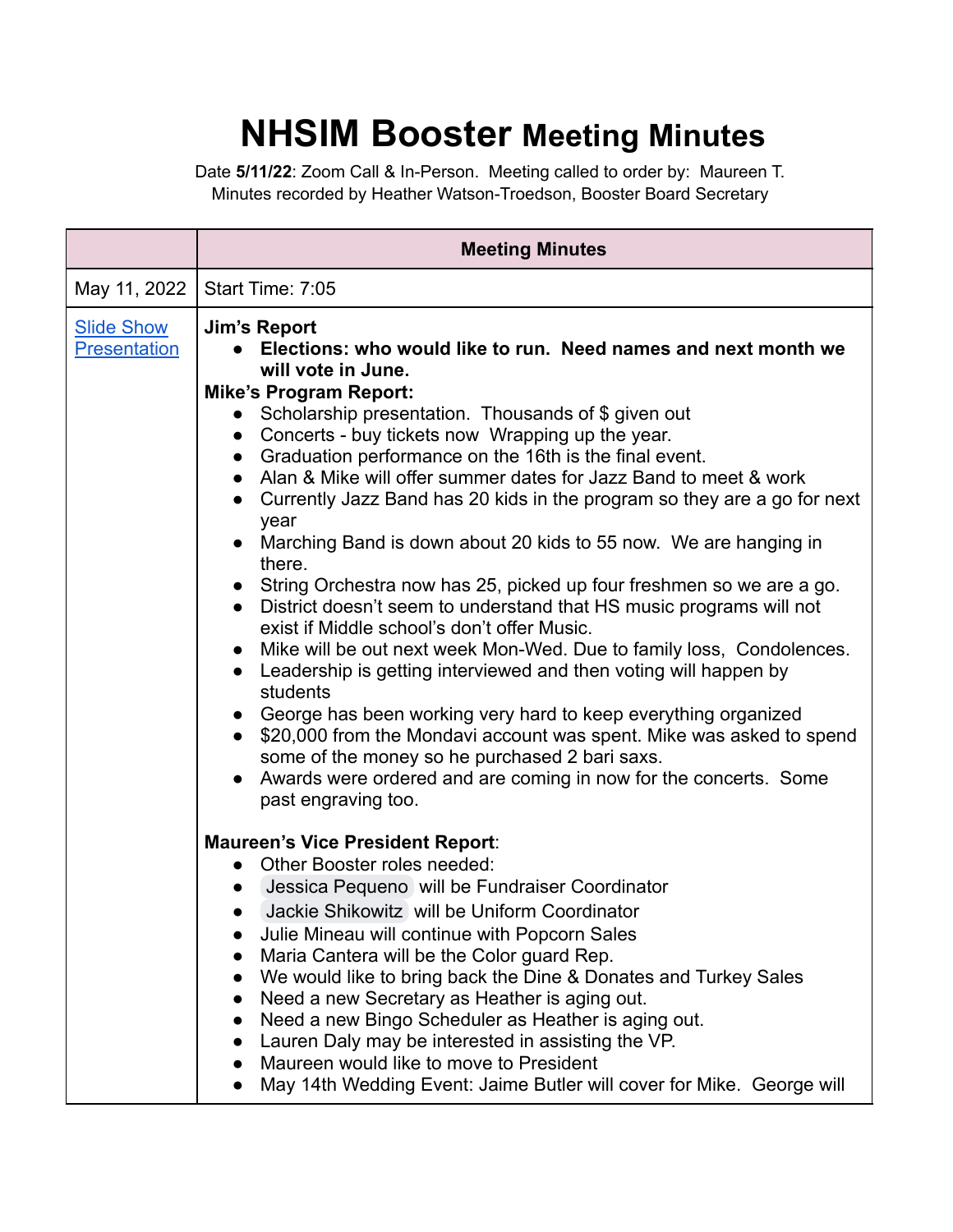# **NHSIM Booster** Meeting Minutes

Date **5/11/22**: Zoom Call & In-Person. Meeting called to order by: Maureen T.
Minutes recorded by Heather Watson-Troedson, Booster Board Secretary

| | **Meeting Minutes** |
|---|---|
| May 11, 2022 | Start Time: 7:05 |
| Slide Show Presentation | **Jim's Report**<br>• **Elections: who would like to run. Need names and next month we will vote in June.**<br>**Mike's Program Report:**<br>• Scholarship presentation. Thousands of $ given out<br>• Concerts - buy tickets now Wrapping up the year.<br>• Graduation performance on the 16th is the final event.<br>• Alan & Mike will offer summer dates for Jazz Band to meet & work<br>• Currently Jazz Band has 20 kids in the program so they are a go for next year<br>• Marching Band is down about 20 kids to 55 now. We are hanging in there.<br>• String Orchestra now has 25, picked up four freshmen so we are a go.<br>• District doesn't seem to understand that HS music programs will not exist if Middle school's don't offer Music.<br>• Mike will be out next week Mon-Wed. Due to family loss, Condolences.<br>• Leadership is getting interviewed and then voting will happen by students<br>• George has been working very hard to keep everything organized<br>• $20,000 from the Mondavi account was spent. Mike was asked to spend some of the money so he purchased 2 bari saxs.<br>• Awards were ordered and are coming in now for the concerts. Some past engraving too.<br><br>**Maureen's Vice President Report**:<br>• Other Booster roles needed:<br>• Jessica Pequeno will be Fundraiser Coordinator<br>• Jackie Shikowitz will be Uniform Coordinator<br>• Julie Mineau will continue with Popcorn Sales<br>• Maria Cantera will be the Color guard Rep.<br>• We would like to bring back the Dine & Donates and Turkey Sales<br>• Need a new Secretary as Heather is aging out.<br>• Need a new Bingo Scheduler as Heather is aging out.<br>• Lauren Daly may be interested in assisting the VP.<br>• Maureen would like to move to President<br>• May 14th Wedding Event: Jaime Butler will cover for Mike. George will |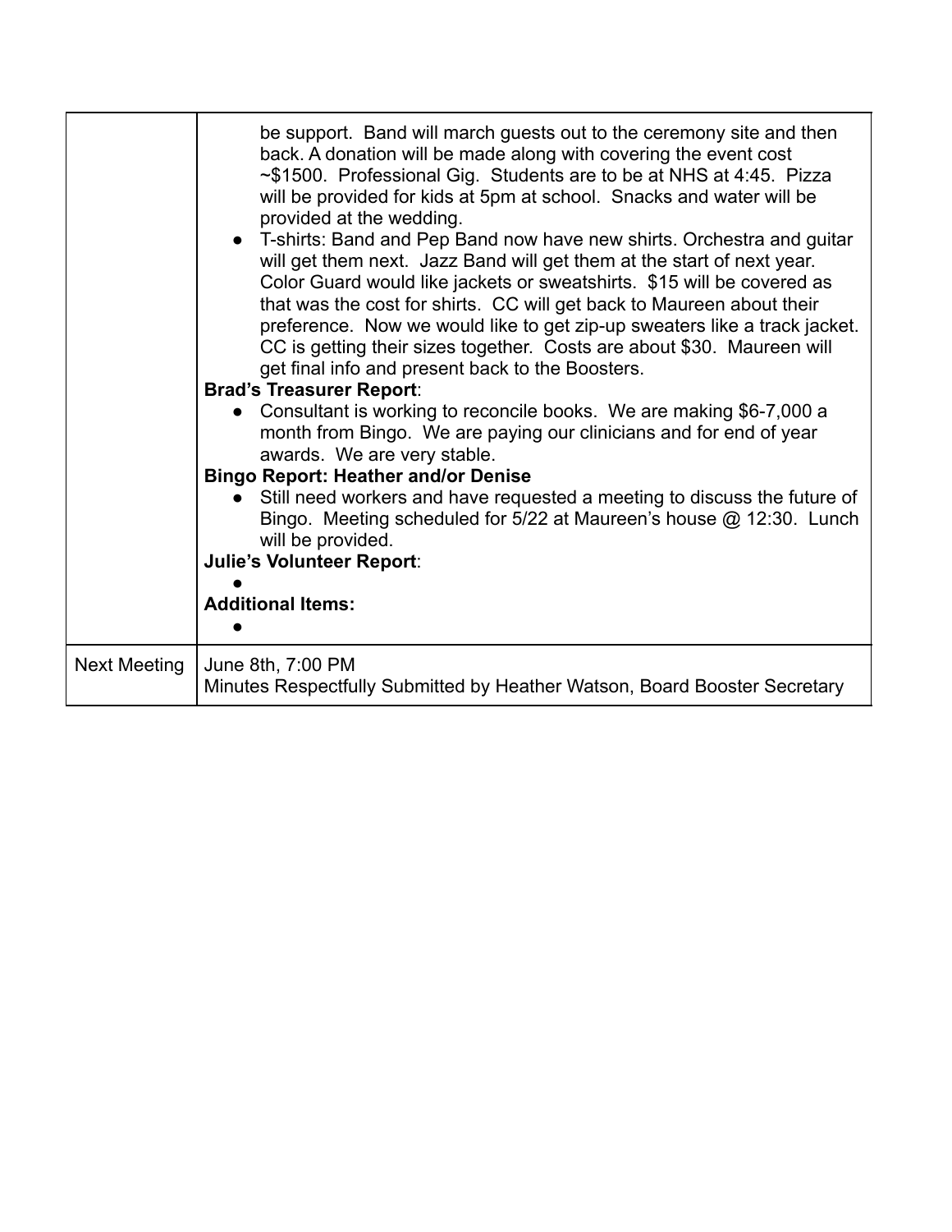| | |
|---|---|
| | be support. Band will march guests out to the ceremony site and then back. A donation will be made along with covering the event cost ~$1500. Professional Gig. Students are to be at NHS at 4:45. Pizza will be provided for kids at 5pm at school. Snacks and water will be provided at the wedding.<br>● T-shirts: Band and Pep Band now have new shirts. Orchestra and guitar will get them next. Jazz Band will get them at the start of next year. Color Guard would like jackets or sweatshirts. $15 will be covered as that was the cost for shirts. CC will get back to Maureen about their preference. Now we would like to get zip-up sweaters like a track jacket. CC is getting their sizes together. Costs are about $30. Maureen will get final info and present back to the Boosters.<br>**Brad's Treasurer Report**:<br>● Consultant is working to reconcile books. We are making $6-7,000 a month from Bingo. We are paying our clinicians and for end of year awards. We are very stable.<br>**Bingo Report: Heather and/or Denise**<br>● Still need workers and have requested a meeting to discuss the future of Bingo. Meeting scheduled for 5/22 at Maureen's house @ 12:30. Lunch will be provided.<br>**Julie's Volunteer Report**:<br>●<br>**Additional Items:**<br>● |
| Next Meeting | June 8th, 7:00 PM<br>Minutes Respectfully Submitted by Heather Watson, Board Booster Secretary |